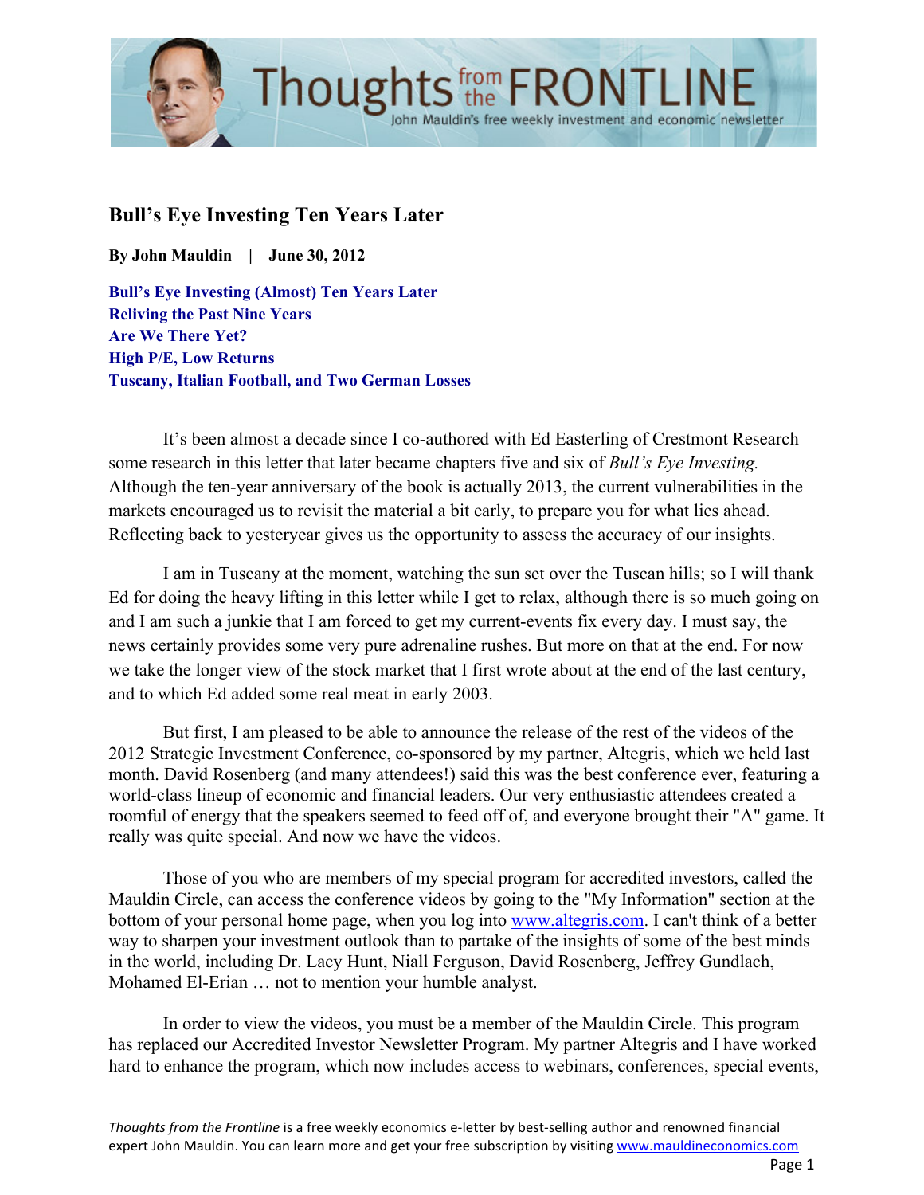# Bull's Eye Investing Ten Years Later

**By John Mauldin | June 30, 2012**

**Bull's Eye Investing (Almost) Ten Years Later**
**Reliving the Past Nine Years**
**Are We There Yet?**
**High P/E, Low Returns**
**Tuscany, Italian Football, and Two German Losses**

It's been almost a decade since I co-authored with Ed Easterling of Crestmont Research some research in this letter that later became chapters five and six of *Bull's Eye Investing.* Although the ten-year anniversary of the book is actually 2013, the current vulnerabilities in the markets encouraged us to revisit the material a bit early, to prepare you for what lies ahead. Reflecting back to yesteryear gives us the opportunity to assess the accuracy of our insights.

I am in Tuscany at the moment, watching the sun set over the Tuscan hills; so I will thank Ed for doing the heavy lifting in this letter while I get to relax, although there is so much going on and I am such a junkie that I am forced to get my current-events fix every day. I must say, the news certainly provides some very pure adrenaline rushes. But more on that at the end. For now we take the longer view of the stock market that I first wrote about at the end of the last century, and to which Ed added some real meat in early 2003.

But first, I am pleased to be able to announce the release of the rest of the videos of the 2012 Strategic Investment Conference, co-sponsored by my partner, Altegris, which we held last month. David Rosenberg (and many attendees!) said this was the best conference ever, featuring a world-class lineup of economic and financial leaders. Our very enthusiastic attendees created a roomful of energy that the speakers seemed to feed off of, and everyone brought their "A" game. It really was quite special. And now we have the videos.

Those of you who are members of my special program for accredited investors, called the Mauldin Circle, can access the conference videos by going to the "My Information" section at the bottom of your personal home page, when you log into www.altegris.com. I can't think of a better way to sharpen your investment outlook than to partake of the insights of some of the best minds in the world, including Dr. Lacy Hunt, Niall Ferguson, David Rosenberg, Jeffrey Gundlach, Mohamed El-Erian … not to mention your humble analyst.

In order to view the videos, you must be a member of the Mauldin Circle. This program has replaced our Accredited Investor Newsletter Program. My partner Altegris and I have worked hard to enhance the program, which now includes access to webinars, conferences, special events,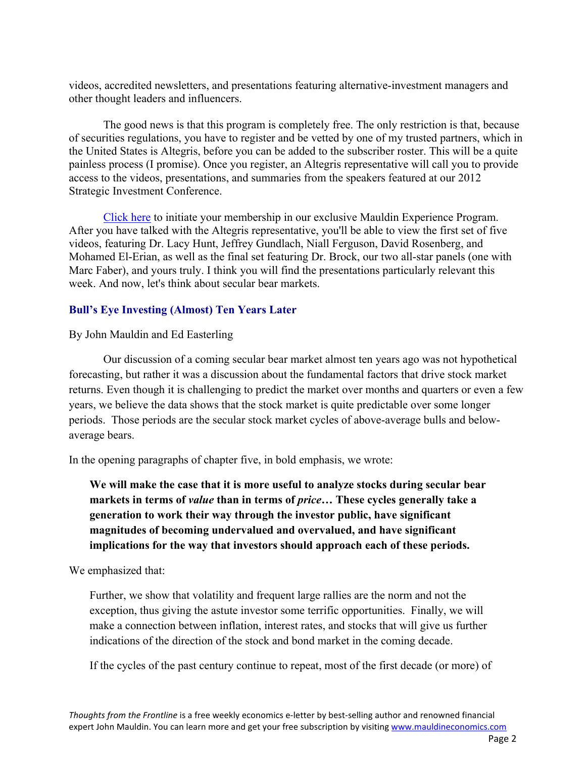videos, accredited newsletters, and presentations featuring alternative-investment managers and other thought leaders and influencers.

The good news is that this program is completely free. The only restriction is that, because of securities regulations, you have to register and be vetted by one of my trusted partners, which in the United States is Altegris, before you can be added to the subscriber roster. This will be a quite painless process (I promise). Once you register, an Altegris representative will call you to provide access to the videos, presentations, and summaries from the speakers featured at our 2012 Strategic Investment Conference.

Click here to initiate your membership in our exclusive Mauldin Experience Program. After you have talked with the Altegris representative, you'll be able to view the first set of five videos, featuring Dr. Lacy Hunt, Jeffrey Gundlach, Niall Ferguson, David Rosenberg, and Mohamed El-Erian, as well as the final set featuring Dr. Brock, our two all-star panels (one with Marc Faber), and yours truly. I think you will find the presentations particularly relevant this week. And now, let's think about secular bear markets.

## Bull's Eye Investing (Almost) Ten Years Later

By John Mauldin and Ed Easterling

Our discussion of a coming secular bear market almost ten years ago was not hypothetical forecasting, but rather it was a discussion about the fundamental factors that drive stock market returns. Even though it is challenging to predict the market over months and quarters or even a few years, we believe the data shows that the stock market is quite predictable over some longer periods. Those periods are the secular stock market cycles of above-average bulls and below-average bears.

In the opening paragraphs of chapter five, in bold emphasis, we wrote:

> **We will make the case that it is more useful to analyze stocks during secular bear markets in terms of *value* than in terms of *price*… These cycles generally take a generation to work their way through the investor public, have significant magnitudes of becoming undervalued and overvalued, and have significant implications for the way that investors should approach each of these periods.**

We emphasized that:

> Further, we show that volatility and frequent large rallies are the norm and not the exception, thus giving the astute investor some terrific opportunities. Finally, we will make a connection between inflation, interest rates, and stocks that will give us further indications of the direction of the stock and bond market in the coming decade.
>
> If the cycles of the past century continue to repeat, most of the first decade (or more) of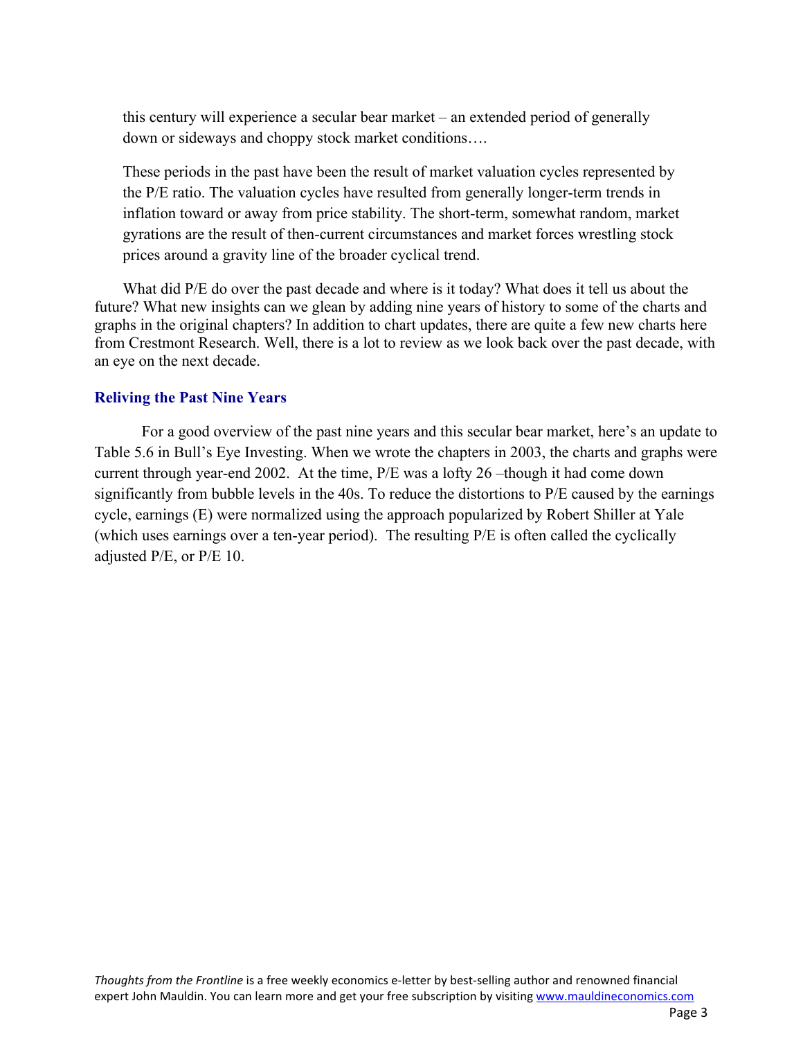> this century will experience a secular bear market – an extended period of generally down or sideways and choppy stock market conditions….
>
> These periods in the past have been the result of market valuation cycles represented by the P/E ratio. The valuation cycles have resulted from generally longer-term trends in inflation toward or away from price stability. The short-term, somewhat random, market gyrations are the result of then-current circumstances and market forces wrestling stock prices around a gravity line of the broader cyclical trend.

What did P/E do over the past decade and where is it today? What does it tell us about the future? What new insights can we glean by adding nine years of history to some of the charts and graphs in the original chapters? In addition to chart updates, there are quite a few new charts here from Crestmont Research. Well, there is a lot to review as we look back over the past decade, with an eye on the next decade.

### Reliving the Past Nine Years

For a good overview of the past nine years and this secular bear market, here's an update to Table 5.6 in Bull's Eye Investing. When we wrote the chapters in 2003, the charts and graphs were current through year-end 2002. At the time, P/E was a lofty 26 –though it had come down significantly from bubble levels in the 40s. To reduce the distortions to P/E caused by the earnings cycle, earnings (E) were normalized using the approach popularized by Robert Shiller at Yale (which uses earnings over a ten-year period). The resulting P/E is often called the cyclically adjusted P/E, or P/E 10.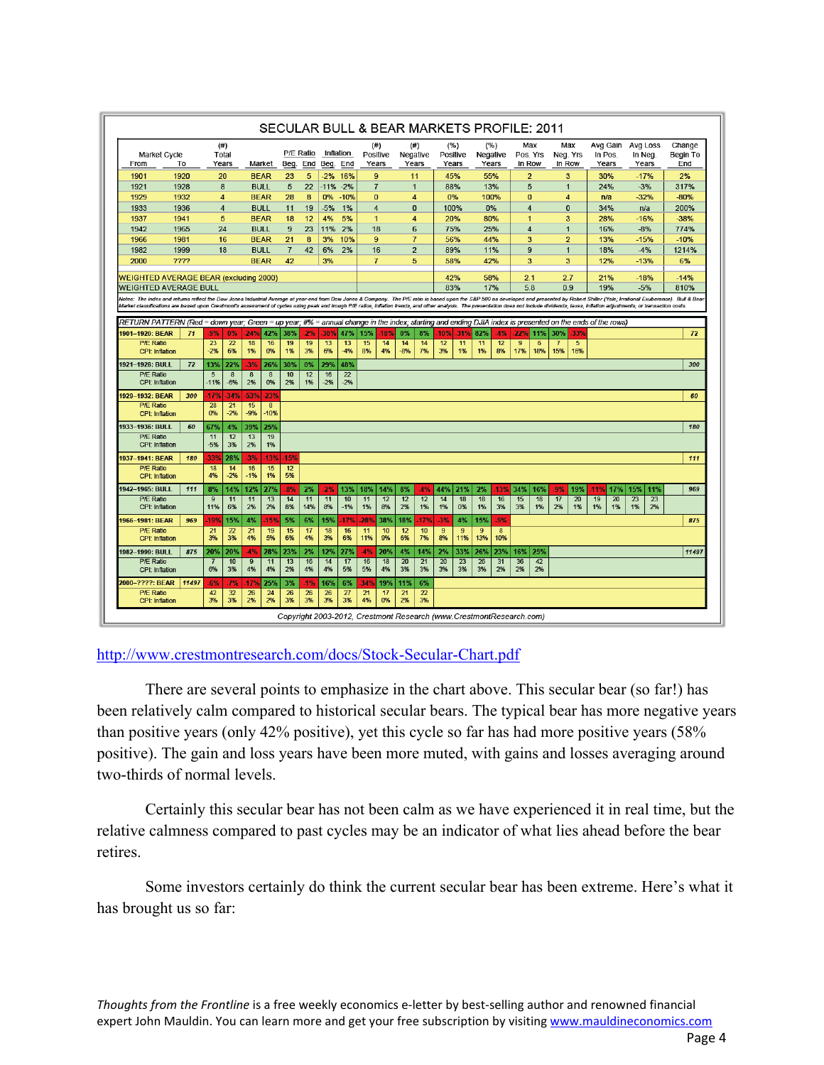## SECULAR BULL & BEAR MARKETS PROFILE: 2011

| Market Cycle From | Market Cycle To | (#) Total Years | Market | P/E Ratio Beg. | P/E Ratio End | Inflation Beg. | Inflation End | (#) Positive Years | (#) Negative Years | (%) Positive Years | (%) Negative Years | Max Pos. Yrs In Row | Max Neg. Yrs In Row | Avg Gain In Pos. Years | Avg Loss In Neg. Years | Change Begin To End |
|---|---|---|---|---|---|---|---|---|---|---|---|---|---|---|---|---|
| 1901 | 1920 | 20 | BEAR | 23 | 5 | -2% | 16% | 9 | 11 | 45% | 55% | 2 | 3 | 30% | -17% | 2% |
| 1921 | 1928 | 8 | BULL | 5 | 22 | -11% | -2% | 7 | 1 | 88% | 13% | 5 | 1 | 24% | -3% | 317% |
| 1929 | 1932 | 4 | BEAR | 28 | 8 | 0% | -10% | 0 | 4 | 0% | 100% | 0 | 4 | n/a | -32% | -80% |
| 1933 | 1936 | 4 | BULL | 11 | 19 | -5% | 1% | 4 | 0 | 100% | 0% | 4 | 0 | 34% | n/a | 200% |
| 1937 | 1941 | 5 | BEAR | 18 | 12 | 4% | 5% | 1 | 4 | 20% | 80% | 1 | 3 | 28% | -16% | -38% |
| 1942 | 1965 | 24 | BULL | 9 | 23 | 11% | 2% | 18 | 6 | 75% | 25% | 4 | 1 | 16% | -8% | 774% |
| 1966 | 1981 | 16 | BEAR | 21 | 8 | 3% | 10% | 9 | 7 | 56% | 44% | 3 | 2 | 13% | -15% | -10% |
| 1982 | 1999 | 18 | BULL | 7 | 42 | 6% | 2% | 16 | 2 | 89% | 11% | 9 | 1 | 18% | -4% | 1214% |
| 2000 | ???? | | BEAR | 42 | | 3% | | 7 | 5 | 58% | 42% | 3 | 3 | 12% | -13% | 6% |
| WEIGHTED AVERAGE BEAR (excluding 2000) | | | | | | | | | | 42% | 58% | 2.1 | 2.7 | 21% | -18% | -14% |
| WEIGHTED AVERAGE BULL | | | | | | | | | | 83% | 17% | 5.8 | 0.9 | 19% | -5% | 810% |

Notes: The index and returns reflect the Dow Jones Industrial Average at year-end from Dow Jones & Company. The P/E ratio is based upon the S&P 500 as developed and presented by Robert Shiller (Yale; Irrational Exuberance). Bull & Bear Market classifications are based upon Crestmont's assessment of cycles using peak and trough P/E ratios, inflation trends, and other analysis. The presentation does not include dividends, taxes, inflation adjustments, or transaction costs.

RETURN PATTERN (Red = down year; Green = up year; #% = annual change in the index; starting and ending DJIA index is presented on the ends of the rows)

| Cycle | Start | Years | End |
|---|---|---|---|
| 1901–1920: BEAR | 71 | -9%, 0%, 24%, 42%, 38%, -2%, -38%, 47%, 15%, -18%, 0%, 8%, -10%, -31%, 82%, -4%, -22%, 11%, 30%, -33% | 72 |
| P/E Ratio | | 23, 22, 18, 16, 19, 19, 13, 13, 15, 14, 14, 14, 12, 11, 11, 12, 9, 6, 7, 5 | |
| CPI: Inflation | | -2%, 6%, 1%, 0%, 1%, 3%, 6%, -4%, 8%, 4%, -8%, 7%, 3%, 1%, 1%, 8%, 17%, 18%, 15%, 16% | |
| 1921–1928: BULL | 72 | 13%, 22%, -3%, 26%, 30%, 0%, 29%, 48% | 300 |
| P/E Ratio | | 5, 8, 8, 8, 10, 12, 16, 22 | |
| CPI: Inflation | | -11%, -6%, 2%, 0%, 2%, 1%, -2%, -2% | |
| 1929–1932: BEAR | 300 | -17%, -34%, -53%, -23% | 60 |
| P/E Ratio | | 28, 21, 15, 8 | |
| CPI: Inflation | | 0%, -2%, -9%, -10% | |
| 1933–1936: BULL | 60 | 67%, 4%, 39%, 25% | 180 |
| P/E Ratio | | 11, 12, 13, 19 | |
| CPI: Inflation | | -5%, 3%, 2%, 1% | |
| 1937–1941: BEAR | 180 | -33%, 28%, -3%, -13%, -15% | 111 |
| P/E Ratio | | 18, 14, 16, 15, 12 | |
| CPI: Inflation | | 4%, -2%, -1%, 1%, 5% | |
| 1942–1965: BULL | 111 | 8%, 14%, 12%, 27%, -8%, 2%, -2%, 13%, 18%, 14%, 8%, -4%, 44%, 21%, 2%, -13%, 34%, 16%, -9%, 19%, -11%, 17%, 15%, 11% | 969 |
| P/E Ratio | | 9, 11, 11, 13, 14, 11, 11, 10, 11, 12, 12, 12, 14, 18, 18, 16, 15, 18, 17, 20, 19, 20, 23, 23 | |
| CPI: Inflation | | 11%, 6%, 2%, 2%, 8%, 14%, 8%, -1%, 1%, 8%, 2%, 1%, 1%, 0%, 1%, 3%, 3%, 1%, 2%, 1%, 1%, 1%, 1%, 2% | |
| 1966–1981: BEAR | 969 | -19%, 15%, 4%, -15%, 5%, 6%, 15%, -17%, -28%, 38%, 18%, -17%, -3%, 4%, 15%, -9% | 875 |
| P/E Ratio | | 21, 22, 21, 19, 15, 17, 18, 16, 11, 10, 12, 10, 9, 9, 9, 8 | |
| CPI: Inflation | | 3%, 3%, 4%, 5%, 6%, 4%, 3%, 6%, 11%, 9%, 6%, 7%, 8%, 11%, 13%, 10% | |
| 1982–1999: BULL | 875 | 20%, 20%, -4%, 28%, 23%, 2%, 12%, 27%, -4%, 20%, 4%, 14%, 2%, 33%, 26%, 23%, 16%, 25% | 11497 |
| P/E Ratio | | 7, 10, 9, 11, 13, 16, 14, 17, 16, 18, 20, 21, 20, 23, 26, 31, 36, 42 | |
| CPI: Inflation | | 6%, 3%, 4%, 4%, 2%, 4%, 4%, 5%, 5%, 4%, 3%, 3%, 3%, 3%, 3%, 2%, 2%, 2% | |
| 2000–????: BEAR | 11497 | -6%, -7%, -17%, 25%, 3%, -1%, 16%, 6%, -34%, 19%, 11%, 6% | |
| P/E Ratio | | 42, 32, 26, 24, 26, 26, 26, 27, 21, 17, 21, 22 | |
| CPI: Inflation | | 3%, 3%, 2%, 2%, 3%, 3%, 3%, 3%, 4%, 0%, 2%, 3% | |

Copyright 2003-2012, Crestmont Research (www.CrestmontResearch.com)

http://www.crestmontresearch.com/docs/Stock-Secular-Chart.pdf

There are several points to emphasize in the chart above. This secular bear (so far!) has been relatively calm compared to historical secular bears. The typical bear has more negative years than positive years (only 42% positive), yet this cycle so far has had more positive years (58% positive). The gain and loss years have been more muted, with gains and losses averaging around two-thirds of normal levels.

Certainly this secular bear has not been calm as we have experienced it in real time, but the relative calmness compared to past cycles may be an indicator of what lies ahead before the bear retires.

Some investors certainly do think the current secular bear has been extreme. Here's what it has brought us so far: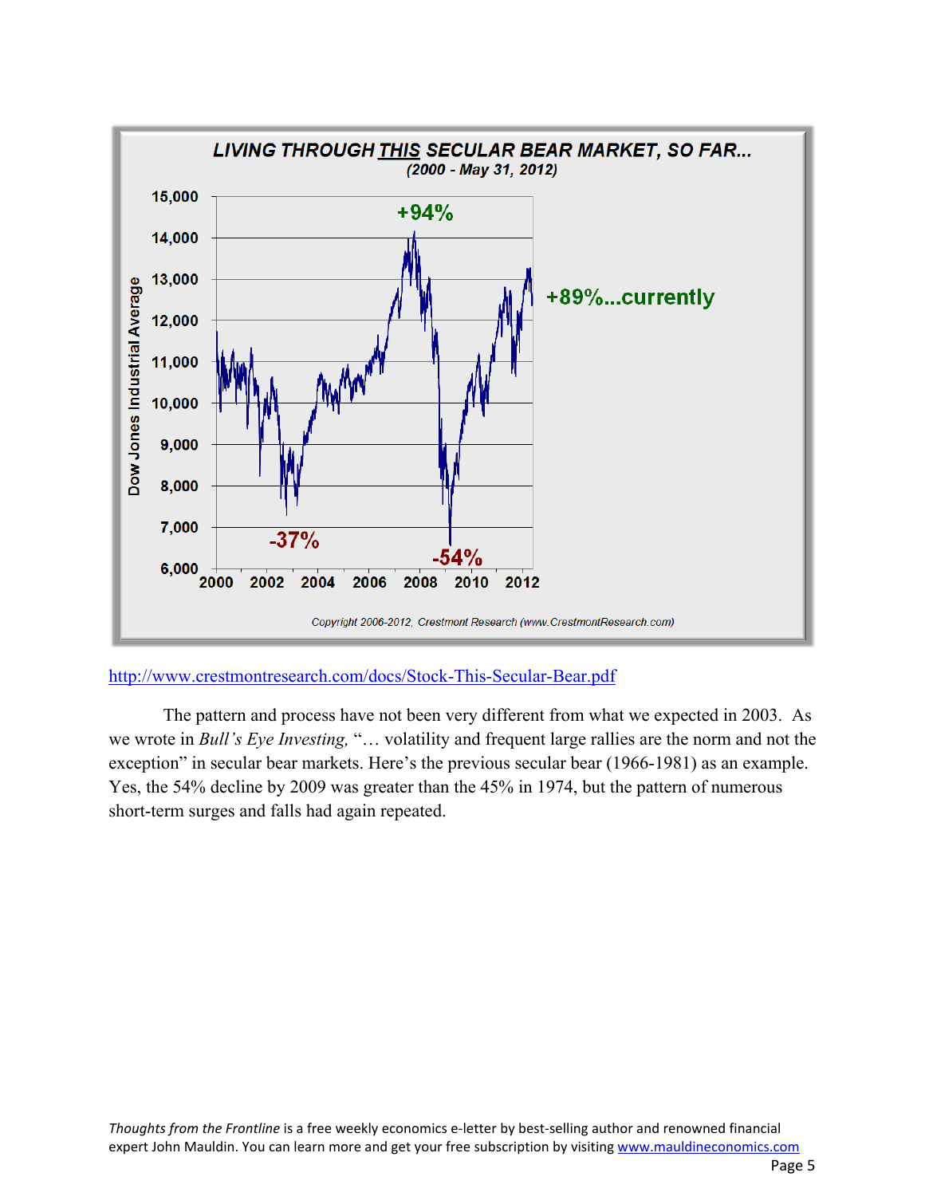http://www.crestmontresearch.com/docs/Stock-This-Secular-Bear.pdf

The pattern and process have not been very different from what we expected in 2003. As we wrote in *Bull's Eye Investing,* "… volatility and frequent large rallies are the norm and not the exception" in secular bear markets. Here's the previous secular bear (1966-1981) as an example. Yes, the 54% decline by 2009 was greater than the 45% in 1974, but the pattern of numerous short-term surges and falls had again repeated.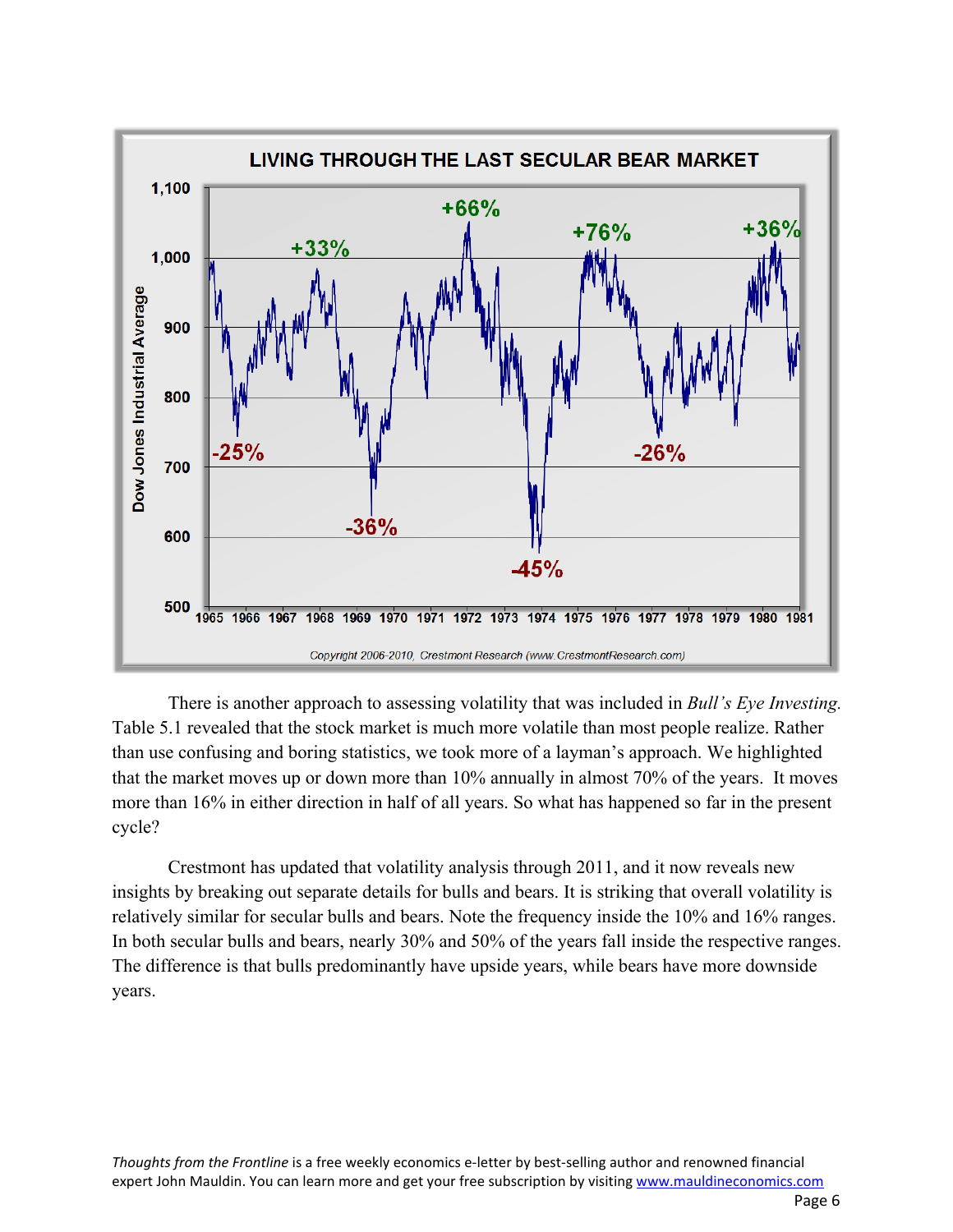There is another approach to assessing volatility that was included in *Bull's Eye Investing.* Table 5.1 revealed that the stock market is much more volatile than most people realize. Rather than use confusing and boring statistics, we took more of a layman's approach. We highlighted that the market moves up or down more than 10% annually in almost 70% of the years. It moves more than 16% in either direction in half of all years. So what has happened so far in the present cycle?

Crestmont has updated that volatility analysis through 2011, and it now reveals new insights by breaking out separate details for bulls and bears. It is striking that overall volatility is relatively similar for secular bulls and bears. Note the frequency inside the 10% and 16% ranges. In both secular bulls and bears, nearly 30% and 50% of the years fall inside the respective ranges. The difference is that bulls predominantly have upside years, while bears have more downside years.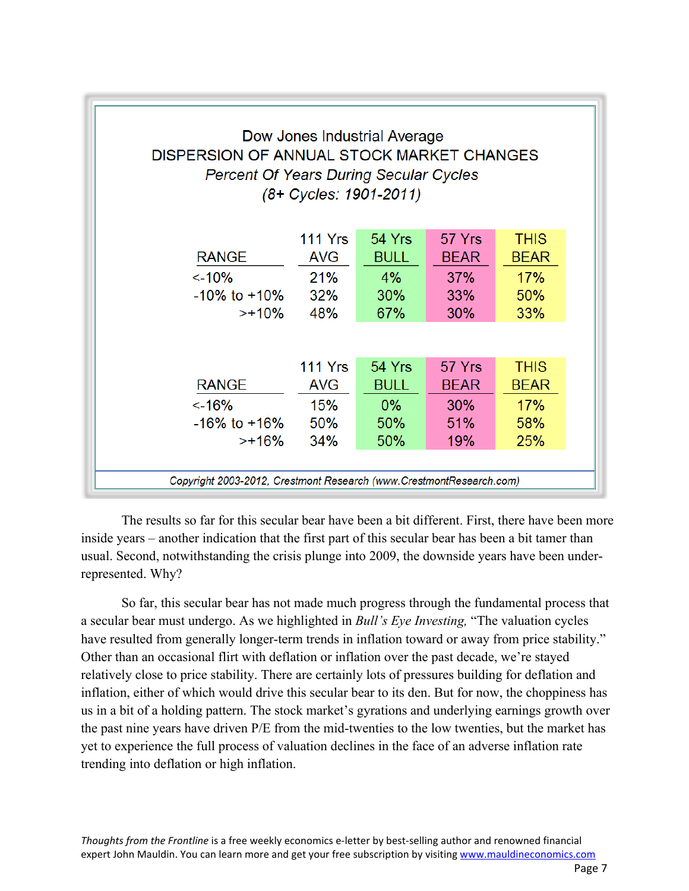Dow Jones Industrial Average
DISPERSION OF ANNUAL STOCK MARKET CHANGES
*Percent Of Years During Secular Cycles*
*(8+ Cycles: 1901-2011)*

| RANGE | 111 Yrs AVG | 54 Yrs BULL | 57 Yrs BEAR | THIS BEAR |
|---|---|---|---|---|
| <-10% | 21% | 4% | 37% | 17% |
| -10% to +10% | 32% | 30% | 33% | 50% |
| >+10% | 48% | 67% | 30% | 33% |

| RANGE | 111 Yrs AVG | 54 Yrs BULL | 57 Yrs BEAR | THIS BEAR |
|---|---|---|---|---|
| <-16% | 15% | 0% | 30% | 17% |
| -16% to +16% | 50% | 50% | 51% | 58% |
| >+16% | 34% | 50% | 19% | 25% |

*Copyright 2003-2012, Crestmont Research (www.CrestmontResearch.com)*

The results so far for this secular bear have been a bit different. First, there have been more inside years – another indication that the first part of this secular bear has been a bit tamer than usual. Second, notwithstanding the crisis plunge into 2009, the downside years have been under-represented. Why?

So far, this secular bear has not made much progress through the fundamental process that a secular bear must undergo. As we highlighted in *Bull's Eye Investing,* "The valuation cycles have resulted from generally longer-term trends in inflation toward or away from price stability." Other than an occasional flirt with deflation or inflation over the past decade, we're stayed relatively close to price stability. There are certainly lots of pressures building for deflation and inflation, either of which would drive this secular bear to its den. But for now, the choppiness has us in a bit of a holding pattern. The stock market's gyrations and underlying earnings growth over the past nine years have driven P/E from the mid-twenties to the low twenties, but the market has yet to experience the full process of valuation declines in the face of an adverse inflation rate trending into deflation or high inflation.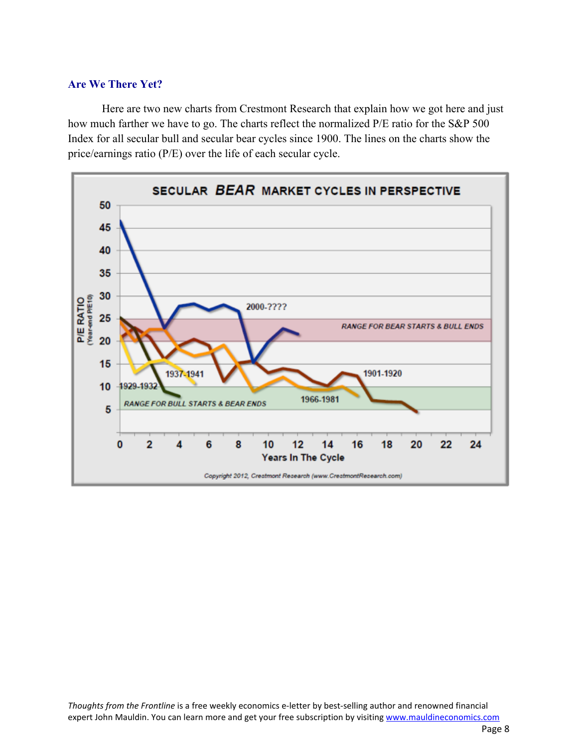### Are We There Yet?

Here are two new charts from Crestmont Research that explain how we got here and just how much farther we have to go. The charts reflect the normalized P/E ratio for the S&P 500 Index for all secular bull and secular bear cycles since 1900. The lines on the charts show the price/earnings ratio (P/E) over the life of each secular cycle.

*Thoughts from the Frontline* is a free weekly economics e-letter by best-selling author and renowned financial expert John Mauldin. You can learn more and get your free subscription by visiting www.mauldineconomics.com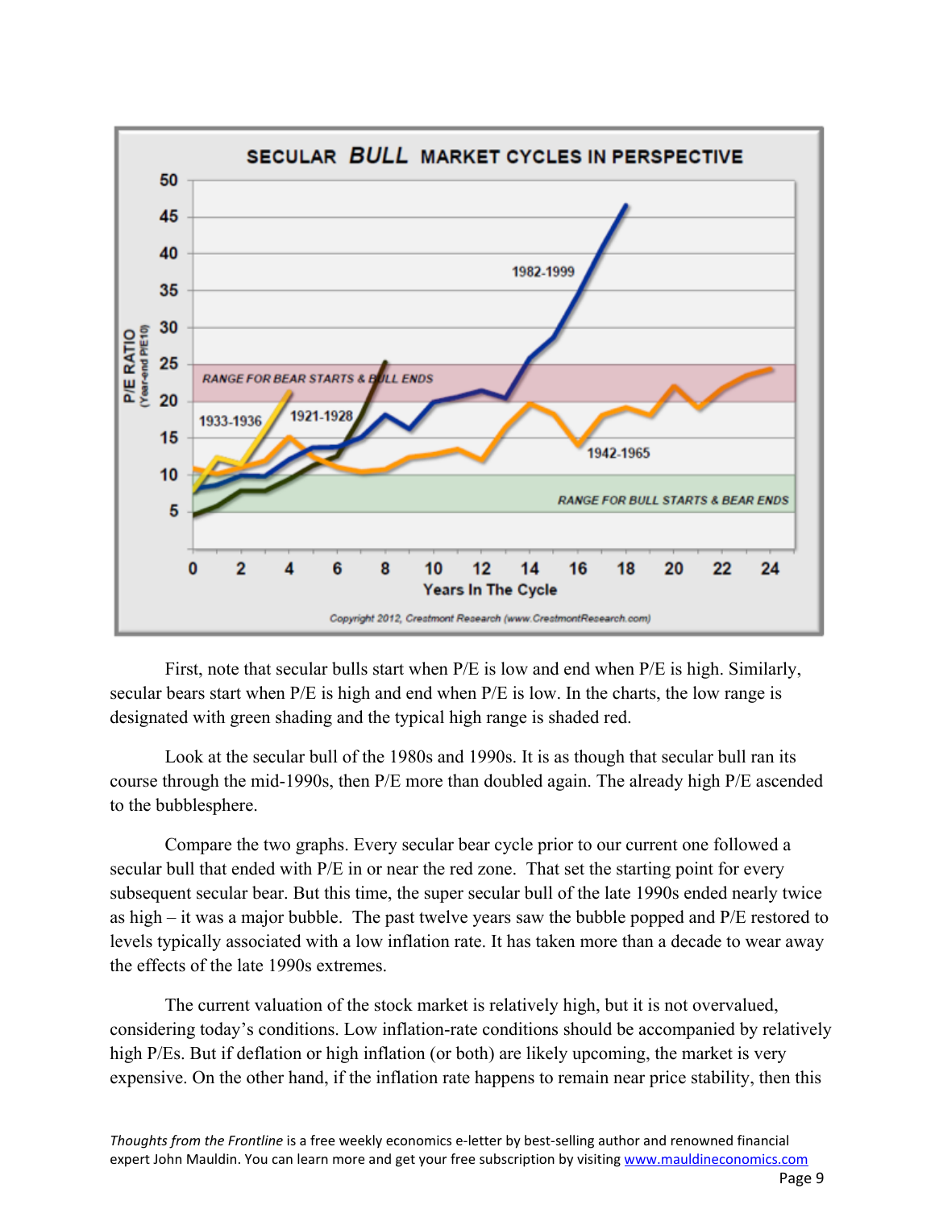SECULAR BULL MARKET CYCLES IN PERSPECTIVE

First, note that secular bulls start when P/E is low and end when P/E is high. Similarly, secular bears start when P/E is high and end when P/E is low. In the charts, the low range is designated with green shading and the typical high range is shaded red.

Look at the secular bull of the 1980s and 1990s. It is as though that secular bull ran its course through the mid-1990s, then P/E more than doubled again. The already high P/E ascended to the bubblesphere.

Compare the two graphs. Every secular bear cycle prior to our current one followed a secular bull that ended with P/E in or near the red zone. That set the starting point for every subsequent secular bear. But this time, the super secular bull of the late 1990s ended nearly twice as high – it was a major bubble. The past twelve years saw the bubble popped and P/E restored to levels typically associated with a low inflation rate. It has taken more than a decade to wear away the effects of the late 1990s extremes.

The current valuation of the stock market is relatively high, but it is not overvalued, considering today's conditions. Low inflation-rate conditions should be accompanied by relatively high P/Es. But if deflation or high inflation (or both) are likely upcoming, the market is very expensive. On the other hand, if the inflation rate happens to remain near price stability, then this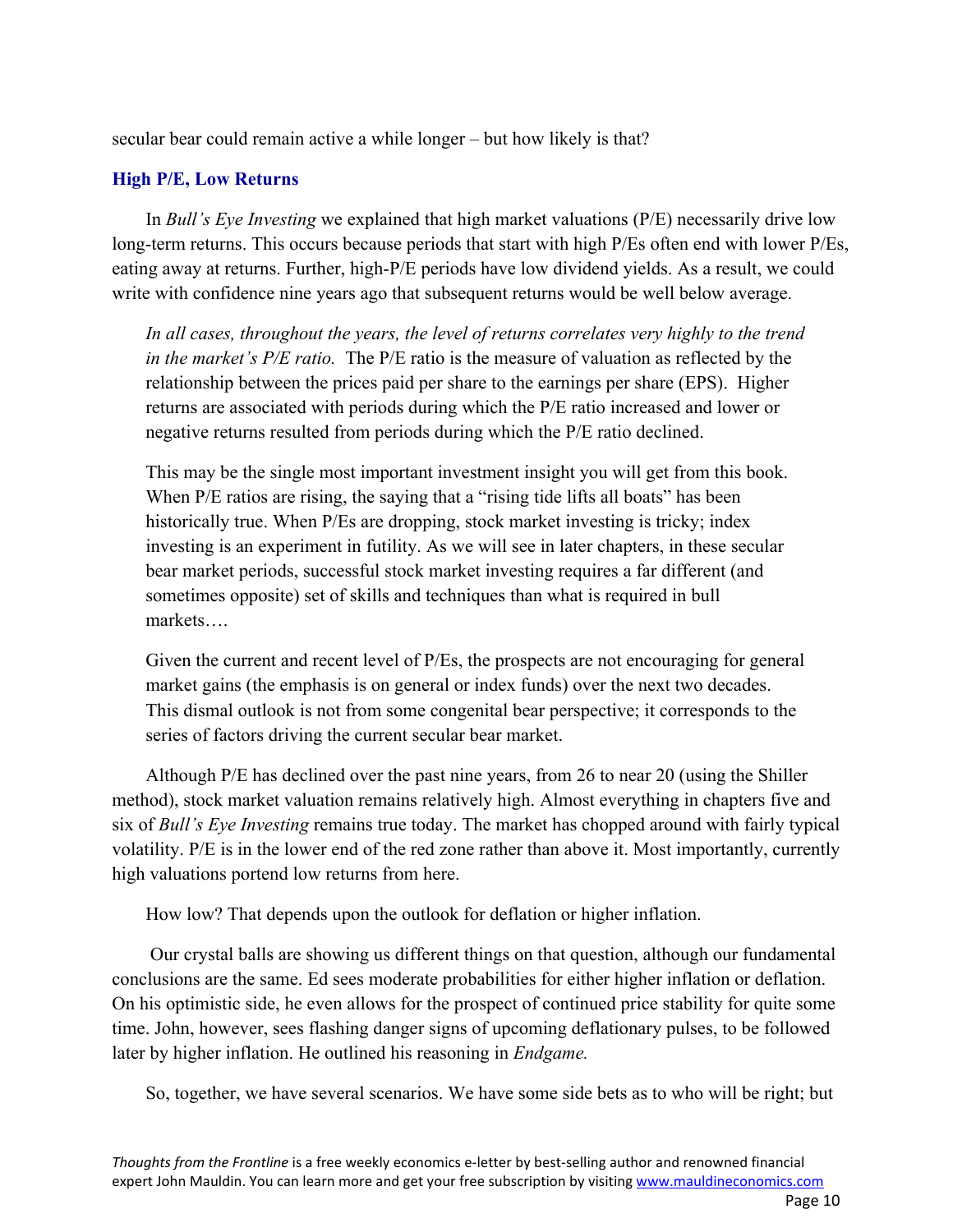secular bear could remain active a while longer – but how likely is that?

### High P/E, Low Returns

In *Bull's Eye Investing* we explained that high market valuations (P/E) necessarily drive low long-term returns. This occurs because periods that start with high P/Es often end with lower P/Es, eating away at returns. Further, high-P/E periods have low dividend yields. As a result, we could write with confidence nine years ago that subsequent returns would be well below average.

> *In all cases, throughout the years, the level of returns correlates very highly to the trend in the market's P/E ratio.* The P/E ratio is the measure of valuation as reflected by the relationship between the prices paid per share to the earnings per share (EPS). Higher returns are associated with periods during which the P/E ratio increased and lower or negative returns resulted from periods during which the P/E ratio declined.
>
> This may be the single most important investment insight you will get from this book. When P/E ratios are rising, the saying that a "rising tide lifts all boats" has been historically true. When P/Es are dropping, stock market investing is tricky; index investing is an experiment in futility. As we will see in later chapters, in these secular bear market periods, successful stock market investing requires a far different (and sometimes opposite) set of skills and techniques than what is required in bull markets….
>
> Given the current and recent level of P/Es, the prospects are not encouraging for general market gains (the emphasis is on general or index funds) over the next two decades. This dismal outlook is not from some congenital bear perspective; it corresponds to the series of factors driving the current secular bear market.

Although P/E has declined over the past nine years, from 26 to near 20 (using the Shiller method), stock market valuation remains relatively high. Almost everything in chapters five and six of *Bull's Eye Investing* remains true today. The market has chopped around with fairly typical volatility. P/E is in the lower end of the red zone rather than above it. Most importantly, currently high valuations portend low returns from here.

How low? That depends upon the outlook for deflation or higher inflation.

Our crystal balls are showing us different things on that question, although our fundamental conclusions are the same. Ed sees moderate probabilities for either higher inflation or deflation. On his optimistic side, he even allows for the prospect of continued price stability for quite some time. John, however, sees flashing danger signs of upcoming deflationary pulses, to be followed later by higher inflation. He outlined his reasoning in *Endgame.*

So, together, we have several scenarios. We have some side bets as to who will be right; but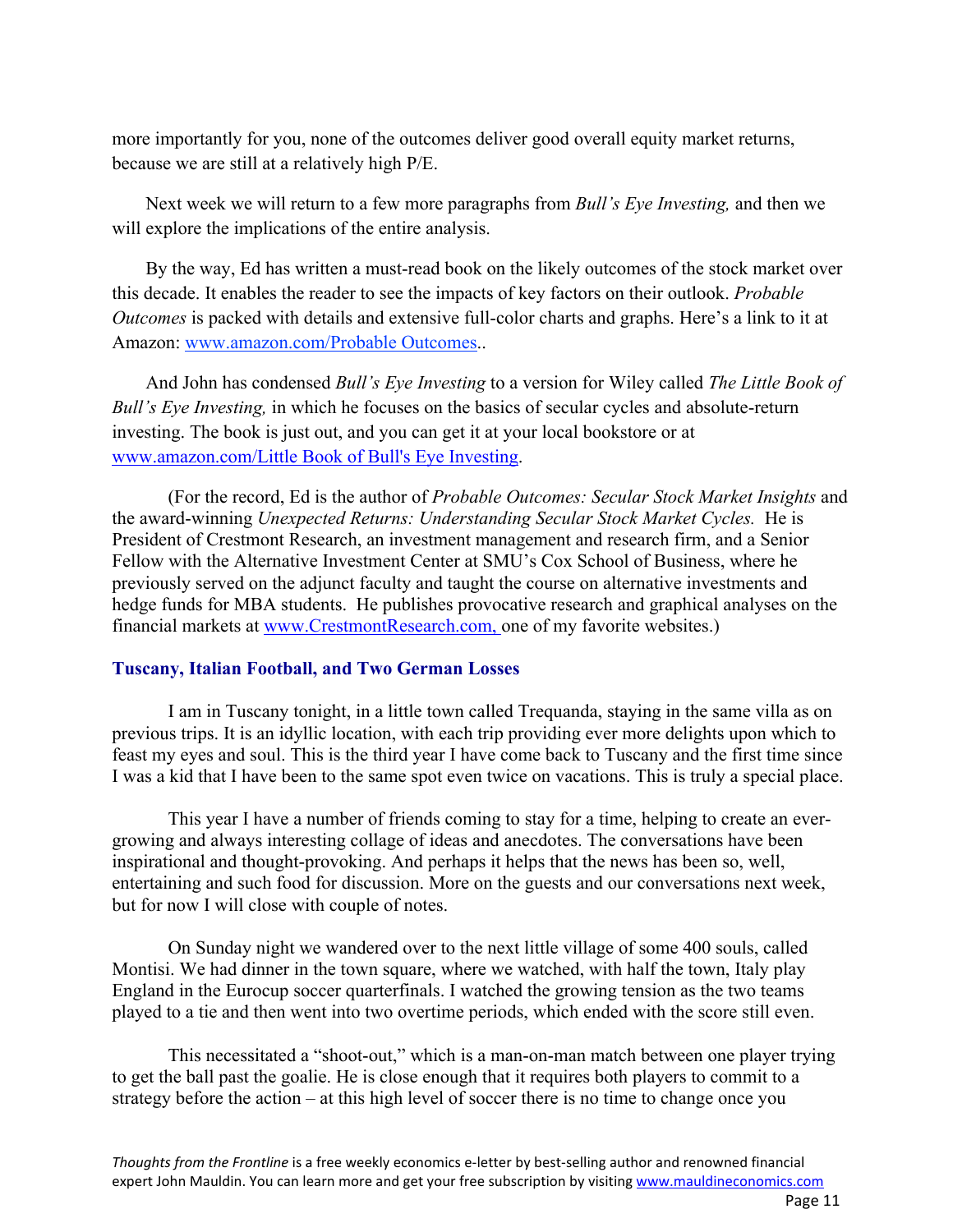more importantly for you, none of the outcomes deliver good overall equity market returns, because we are still at a relatively high P/E.

Next week we will return to a few more paragraphs from *Bull's Eye Investing,* and then we will explore the implications of the entire analysis.

By the way, Ed has written a must-read book on the likely outcomes of the stock market over this decade. It enables the reader to see the impacts of key factors on their outlook. *Probable Outcomes* is packed with details and extensive full-color charts and graphs. Here's a link to it at Amazon: [www.amazon.com/Probable Outcomes](www.amazon.com/Probable Outcomes)..

And John has condensed *Bull's Eye Investing* to a version for Wiley called *The Little Book of Bull's Eye Investing,* in which he focuses on the basics of secular cycles and absolute-return investing. The book is just out, and you can get it at your local bookstore or at [www.amazon.com/Little Book of Bull's Eye Investing](www.amazon.com/Little Book of Bull's Eye Investing).

(For the record, Ed is the author of *Probable Outcomes: Secular Stock Market Insights* and the award-winning *Unexpected Returns: Understanding Secular Stock Market Cycles.* He is President of Crestmont Research, an investment management and research firm, and a Senior Fellow with the Alternative Investment Center at SMU's Cox School of Business, where he previously served on the adjunct faculty and taught the course on alternative investments and hedge funds for MBA students. He publishes provocative research and graphical analyses on the financial markets at [www.CrestmontResearch.com,](www.CrestmontResearch.com) one of my favorite websites.)

## Tuscany, Italian Football, and Two German Losses

I am in Tuscany tonight, in a little town called Trequanda, staying in the same villa as on previous trips. It is an idyllic location, with each trip providing ever more delights upon which to feast my eyes and soul. This is the third year I have come back to Tuscany and the first time since I was a kid that I have been to the same spot even twice on vacations. This is truly a special place.

This year I have a number of friends coming to stay for a time, helping to create an ever-growing and always interesting collage of ideas and anecdotes. The conversations have been inspirational and thought-provoking. And perhaps it helps that the news has been so, well, entertaining and such food for discussion. More on the guests and our conversations next week, but for now I will close with couple of notes.

On Sunday night we wandered over to the next little village of some 400 souls, called Montisi. We had dinner in the town square, where we watched, with half the town, Italy play England in the Eurocup soccer quarterfinals. I watched the growing tension as the two teams played to a tie and then went into two overtime periods, which ended with the score still even.

This necessitated a "shoot-out," which is a man-on-man match between one player trying to get the ball past the goalie. He is close enough that it requires both players to commit to a strategy before the action – at this high level of soccer there is no time to change once you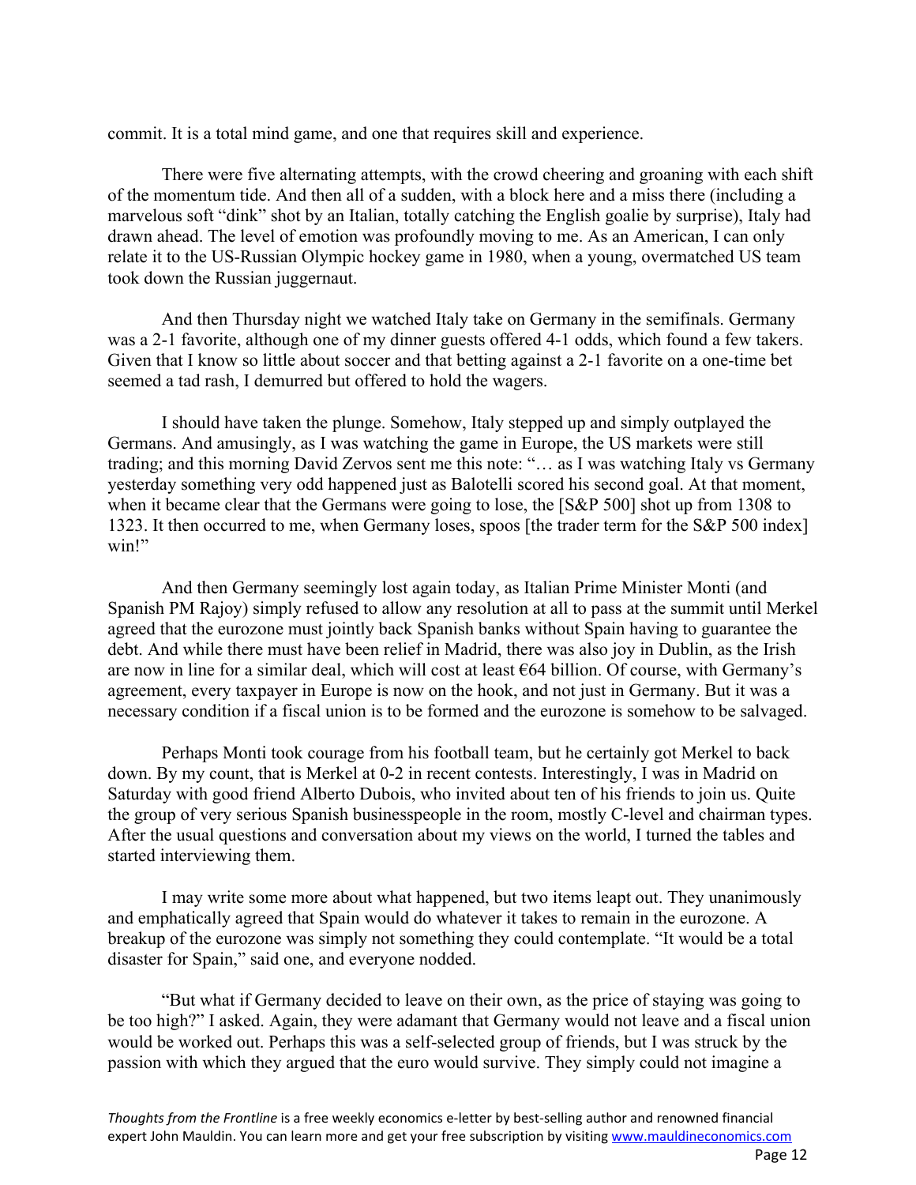commit. It is a total mind game, and one that requires skill and experience.

There were five alternating attempts, with the crowd cheering and groaning with each shift of the momentum tide. And then all of a sudden, with a block here and a miss there (including a marvelous soft "dink" shot by an Italian, totally catching the English goalie by surprise), Italy had drawn ahead. The level of emotion was profoundly moving to me. As an American, I can only relate it to the US-Russian Olympic hockey game in 1980, when a young, overmatched US team took down the Russian juggernaut.

And then Thursday night we watched Italy take on Germany in the semifinals. Germany was a 2-1 favorite, although one of my dinner guests offered 4-1 odds, which found a few takers. Given that I know so little about soccer and that betting against a 2-1 favorite on a one-time bet seemed a tad rash, I demurred but offered to hold the wagers.

I should have taken the plunge. Somehow, Italy stepped up and simply outplayed the Germans. And amusingly, as I was watching the game in Europe, the US markets were still trading; and this morning David Zervos sent me this note: "… as I was watching Italy vs Germany yesterday something very odd happened just as Balotelli scored his second goal. At that moment, when it became clear that the Germans were going to lose, the [S&P 500] shot up from 1308 to 1323. It then occurred to me, when Germany loses, spoos [the trader term for the S&P 500 index] win!"

And then Germany seemingly lost again today, as Italian Prime Minister Monti (and Spanish PM Rajoy) simply refused to allow any resolution at all to pass at the summit until Merkel agreed that the eurozone must jointly back Spanish banks without Spain having to guarantee the debt. And while there must have been relief in Madrid, there was also joy in Dublin, as the Irish are now in line for a similar deal, which will cost at least €64 billion. Of course, with Germany's agreement, every taxpayer in Europe is now on the hook, and not just in Germany. But it was a necessary condition if a fiscal union is to be formed and the eurozone is somehow to be salvaged.

Perhaps Monti took courage from his football team, but he certainly got Merkel to back down. By my count, that is Merkel at 0-2 in recent contests. Interestingly, I was in Madrid on Saturday with good friend Alberto Dubois, who invited about ten of his friends to join us. Quite the group of very serious Spanish businesspeople in the room, mostly C-level and chairman types. After the usual questions and conversation about my views on the world, I turned the tables and started interviewing them.

I may write some more about what happened, but two items leapt out. They unanimously and emphatically agreed that Spain would do whatever it takes to remain in the eurozone. A breakup of the eurozone was simply not something they could contemplate. "It would be a total disaster for Spain," said one, and everyone nodded.

"But what if Germany decided to leave on their own, as the price of staying was going to be too high?" I asked. Again, they were adamant that Germany would not leave and a fiscal union would be worked out. Perhaps this was a self-selected group of friends, but I was struck by the passion with which they argued that the euro would survive. They simply could not imagine a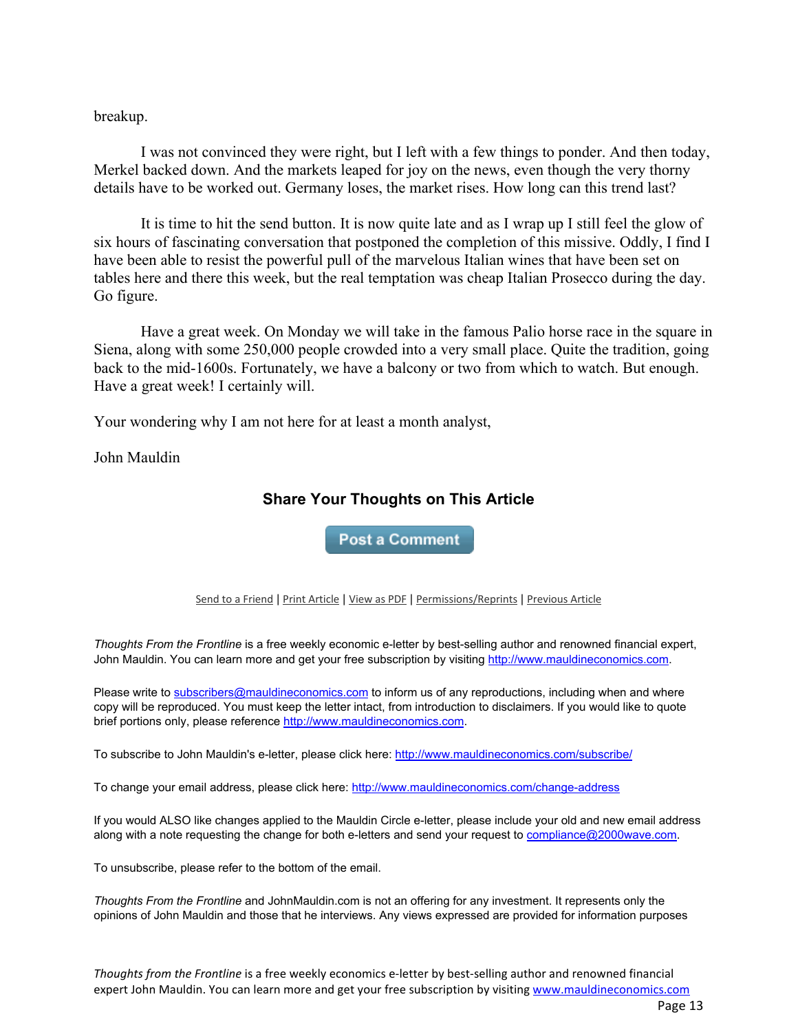breakup.

I was not convinced they were right, but I left with a few things to ponder. And then today, Merkel backed down. And the markets leaped for joy on the news, even though the very thorny details have to be worked out. Germany loses, the market rises. How long can this trend last?

It is time to hit the send button. It is now quite late and as I wrap up I still feel the glow of six hours of fascinating conversation that postponed the completion of this missive. Oddly, I find I have been able to resist the powerful pull of the marvelous Italian wines that have been set on tables here and there this week, but the real temptation was cheap Italian Prosecco during the day. Go figure.

Have a great week. On Monday we will take in the famous Palio horse race in the square in Siena, along with some 250,000 people crowded into a very small place. Quite the tradition, going back to the mid-1600s. Fortunately, we have a balcony or two from which to watch. But enough. Have a great week! I certainly will.

Your wondering why I am not here for at least a month analyst,

John Mauldin

## Share Your Thoughts on This Article

Post a Comment

Send to a Friend | Print Article | View as PDF | Permissions/Reprints | Previous Article

*Thoughts From the Frontline* is a free weekly economic e-letter by best-selling author and renowned financial expert, John Mauldin. You can learn more and get your free subscription by visiting http://www.mauldineconomics.com.

Please write to subscribers@mauldineconomics.com to inform us of any reproductions, including when and where copy will be reproduced. You must keep the letter intact, from introduction to disclaimers. If you would like to quote brief portions only, please reference http://www.mauldineconomics.com.

To subscribe to John Mauldin's e-letter, please click here: http://www.mauldineconomics.com/subscribe/

To change your email address, please click here: http://www.mauldineconomics.com/change-address

If you would ALSO like changes applied to the Mauldin Circle e-letter, please include your old and new email address along with a note requesting the change for both e-letters and send your request to compliance@2000wave.com.

To unsubscribe, please refer to the bottom of the email.

*Thoughts From the Frontline* and JohnMauldin.com is not an offering for any investment. It represents only the opinions of John Mauldin and those that he interviews. Any views expressed are provided for information purposes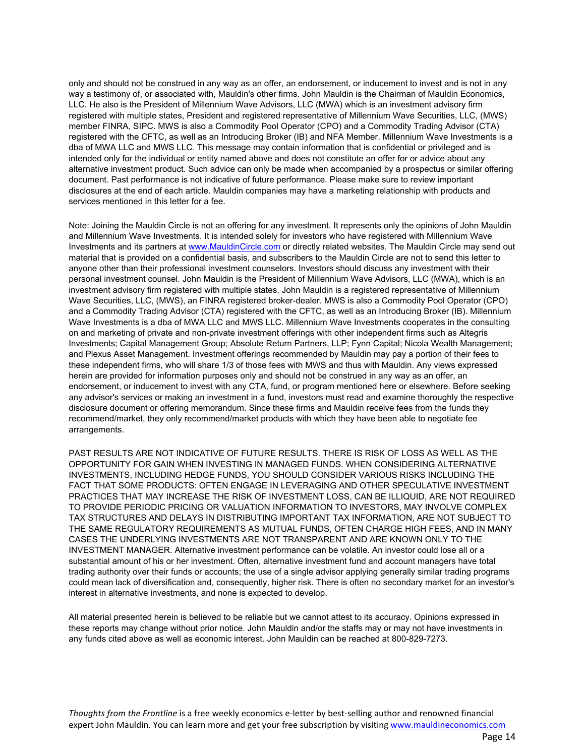only and should not be construed in any way as an offer, an endorsement, or inducement to invest and is not in any way a testimony of, or associated with, Mauldin's other firms. John Mauldin is the Chairman of Mauldin Economics, LLC. He also is the President of Millennium Wave Advisors, LLC (MWA) which is an investment advisory firm registered with multiple states, President and registered representative of Millennium Wave Securities, LLC, (MWS) member FINRA, SIPC. MWS is also a Commodity Pool Operator (CPO) and a Commodity Trading Advisor (CTA) registered with the CFTC, as well as an Introducing Broker (IB) and NFA Member. Millennium Wave Investments is a dba of MWA LLC and MWS LLC. This message may contain information that is confidential or privileged and is intended only for the individual or entity named above and does not constitute an offer for or advice about any alternative investment product. Such advice can only be made when accompanied by a prospectus or similar offering document. Past performance is not indicative of future performance. Please make sure to review important disclosures at the end of each article. Mauldin companies may have a marketing relationship with products and services mentioned in this letter for a fee.

Note: Joining the Mauldin Circle is not an offering for any investment. It represents only the opinions of John Mauldin and Millennium Wave Investments. It is intended solely for investors who have registered with Millennium Wave Investments and its partners at www.MauldinCircle.com or directly related websites. The Mauldin Circle may send out material that is provided on a confidential basis, and subscribers to the Mauldin Circle are not to send this letter to anyone other than their professional investment counselors. Investors should discuss any investment with their personal investment counsel. John Mauldin is the President of Millennium Wave Advisors, LLC (MWA), which is an investment advisory firm registered with multiple states. John Mauldin is a registered representative of Millennium Wave Securities, LLC, (MWS), an FINRA registered broker-dealer. MWS is also a Commodity Pool Operator (CPO) and a Commodity Trading Advisor (CTA) registered with the CFTC, as well as an Introducing Broker (IB). Millennium Wave Investments is a dba of MWA LLC and MWS LLC. Millennium Wave Investments cooperates in the consulting on and marketing of private and non-private investment offerings with other independent firms such as Altegris Investments; Capital Management Group; Absolute Return Partners, LLP; Fynn Capital; Nicola Wealth Management; and Plexus Asset Management. Investment offerings recommended by Mauldin may pay a portion of their fees to these independent firms, who will share 1/3 of those fees with MWS and thus with Mauldin. Any views expressed herein are provided for information purposes only and should not be construed in any way as an offer, an endorsement, or inducement to invest with any CTA, fund, or program mentioned here or elsewhere. Before seeking any advisor's services or making an investment in a fund, investors must read and examine thoroughly the respective disclosure document or offering memorandum. Since these firms and Mauldin receive fees from the funds they recommend/market, they only recommend/market products with which they have been able to negotiate fee arrangements.

PAST RESULTS ARE NOT INDICATIVE OF FUTURE RESULTS. THERE IS RISK OF LOSS AS WELL AS THE OPPORTUNITY FOR GAIN WHEN INVESTING IN MANAGED FUNDS. WHEN CONSIDERING ALTERNATIVE INVESTMENTS, INCLUDING HEDGE FUNDS, YOU SHOULD CONSIDER VARIOUS RISKS INCLUDING THE FACT THAT SOME PRODUCTS: OFTEN ENGAGE IN LEVERAGING AND OTHER SPECULATIVE INVESTMENT PRACTICES THAT MAY INCREASE THE RISK OF INVESTMENT LOSS, CAN BE ILLIQUID, ARE NOT REQUIRED TO PROVIDE PERIODIC PRICING OR VALUATION INFORMATION TO INVESTORS, MAY INVOLVE COMPLEX TAX STRUCTURES AND DELAYS IN DISTRIBUTING IMPORTANT TAX INFORMATION, ARE NOT SUBJECT TO THE SAME REGULATORY REQUIREMENTS AS MUTUAL FUNDS, OFTEN CHARGE HIGH FEES, AND IN MANY CASES THE UNDERLYING INVESTMENTS ARE NOT TRANSPARENT AND ARE KNOWN ONLY TO THE INVESTMENT MANAGER. Alternative investment performance can be volatile. An investor could lose all or a substantial amount of his or her investment. Often, alternative investment fund and account managers have total trading authority over their funds or accounts; the use of a single advisor applying generally similar trading programs could mean lack of diversification and, consequently, higher risk. There is often no secondary market for an investor's interest in alternative investments, and none is expected to develop.

All material presented herein is believed to be reliable but we cannot attest to its accuracy. Opinions expressed in these reports may change without prior notice. John Mauldin and/or the staffs may or may not have investments in any funds cited above as well as economic interest. John Mauldin can be reached at 800-829-7273.